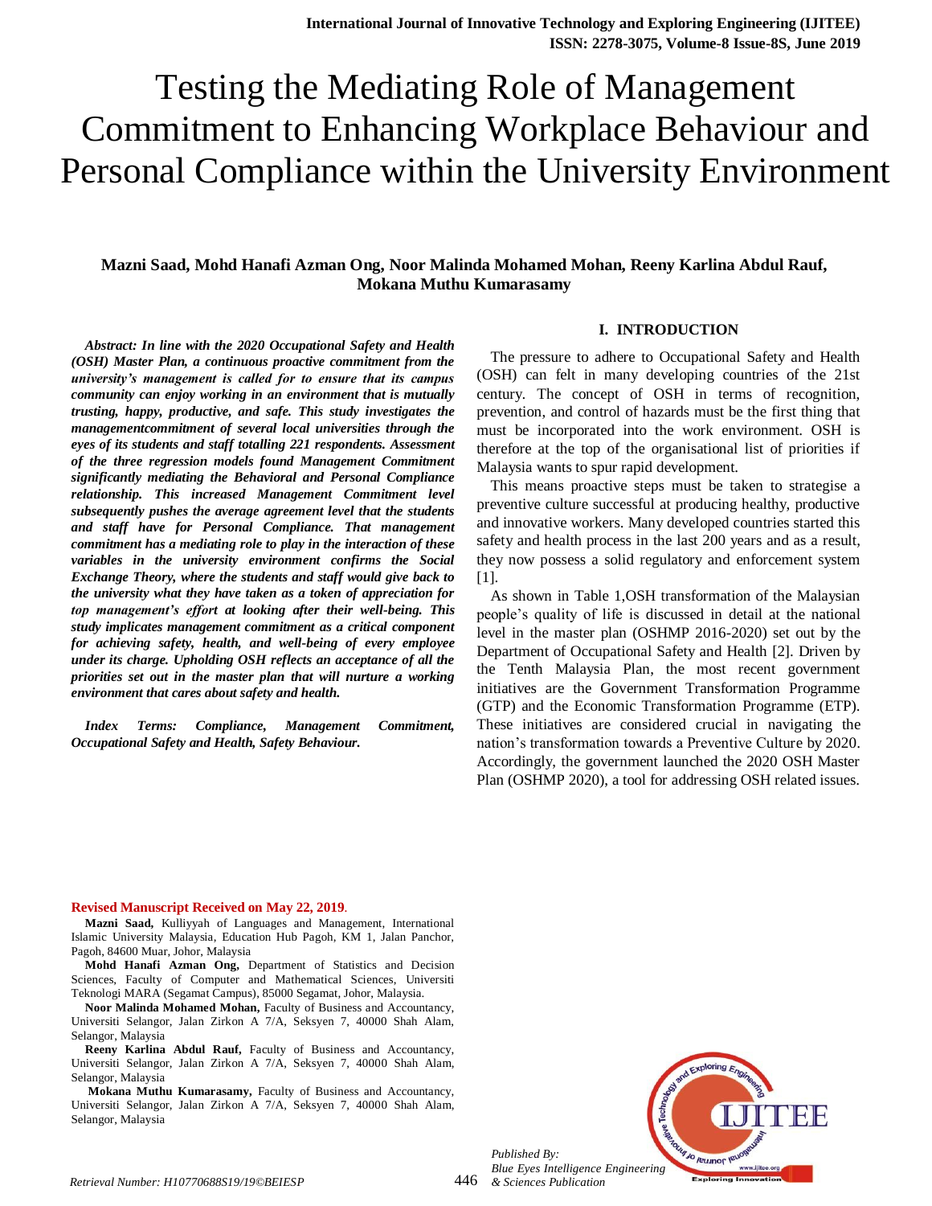# Testing the Mediating Role of Management Commitment to Enhancing Workplace Behaviour and Personal Compliance within the University Environment

**Mazni Saad, Mohd Hanafi Azman Ong, Noor Malinda Mohamed Mohan, Reeny Karlina Abdul Rauf, Mokana Muthu Kumarasamy**

***Abstract: In line with the 2020 Occupational Safety and Health (OSH) Master Plan, a continuous proactive commitment from the university's management is called for to ensure that its campus community can enjoy working in an environment that is mutually trusting, happy, productive, and safe. This study investigates the managementcommitment of several local universities through the eyes of its students and staff totalling 221 respondents. Assessment of the three regression models found Management Commitment significantly mediating the Behavioral and Personal Compliance relationship. This increased Management Commitment level subsequently pushes the average agreement level that the students and staff have for Personal Compliance. That management commitment has a mediating role to play in the interaction of these variables in the university environment confirms the Social Exchange Theory, where the students and staff would give back to the university what they have taken as a token of appreciation for top management's effort at looking after their well-being. This study implicates management commitment as a critical component for achieving safety, health, and well-being of every employee under its charge. Upholding OSH reflects an acceptance of all the priorities set out in the master plan that will nurture a working environment that cares about safety and health.***

***Index Terms: Compliance, Management Commitment, Occupational Safety and Health, Safety Behaviour.***

## I. INTRODUCTION

The pressure to adhere to Occupational Safety and Health (OSH) can felt in many developing countries of the 21st century. The concept of OSH in terms of recognition, prevention, and control of hazards must be the first thing that must be incorporated into the work environment. OSH is therefore at the top of the organisational list of priorities if Malaysia wants to spur rapid development.

This means proactive steps must be taken to strategise a preventive culture successful at producing healthy, productive and innovative workers. Many developed countries started this safety and health process in the last 200 years and as a result, they now possess a solid regulatory and enforcement system [1].

As shown in Table 1,OSH transformation of the Malaysian people's quality of life is discussed in detail at the national level in the master plan (OSHMP 2016-2020) set out by the Department of Occupational Safety and Health [2]. Driven by the Tenth Malaysia Plan, the most recent government initiatives are the Government Transformation Programme (GTP) and the Economic Transformation Programme (ETP). These initiatives are considered crucial in navigating the nation's transformation towards a Preventive Culture by 2020. Accordingly, the government launched the 2020 OSH Master Plan (OSHMP 2020), a tool for addressing OSH related issues.

**Revised Manuscript Received on May 22, 2019.**

**Mazni Saad,** Kulliyyah of Languages and Management, International Islamic University Malaysia, Education Hub Pagoh, KM 1, Jalan Panchor, Pagoh, 84600 Muar, Johor, Malaysia

**Mohd Hanafi Azman Ong,** Department of Statistics and Decision Sciences, Faculty of Computer and Mathematical Sciences, Universiti Teknologi MARA (Segamat Campus), 85000 Segamat, Johor, Malaysia.

**Noor Malinda Mohamed Mohan,** Faculty of Business and Accountancy, Universiti Selangor, Jalan Zirkon A 7/A, Seksyen 7, 40000 Shah Alam, Selangor, Malaysia

**Reeny Karlina Abdul Rauf,** Faculty of Business and Accountancy, Universiti Selangor, Jalan Zirkon A 7/A, Seksyen 7, 40000 Shah Alam, Selangor, Malaysia

**Mokana Muthu Kumarasamy,** Faculty of Business and Accountancy, Universiti Selangor, Jalan Zirkon A 7/A, Seksyen 7, 40000 Shah Alam, Selangor, Malaysia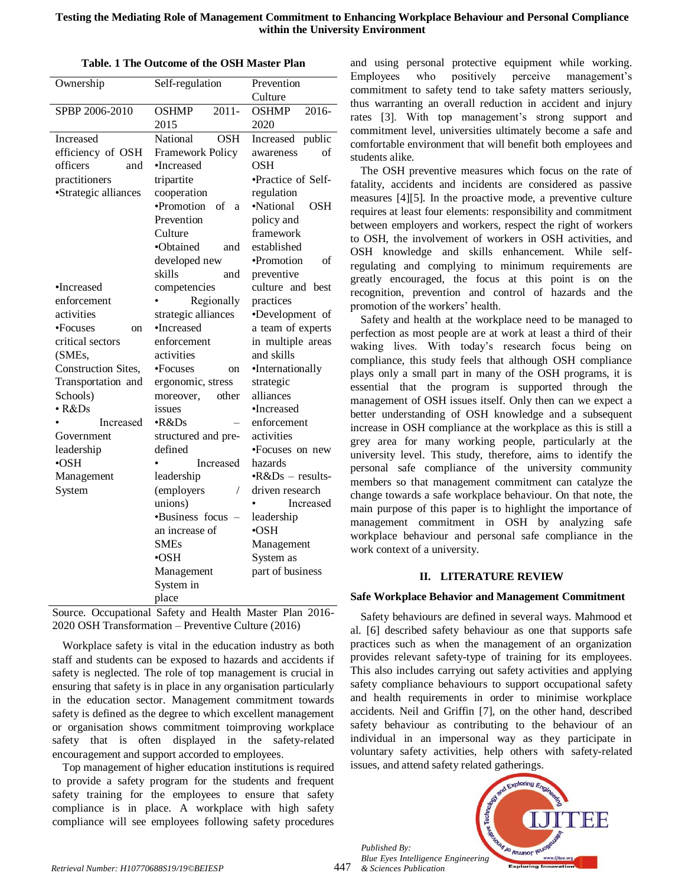**Table. 1 The Outcome of the OSH Master Plan**

| Ownership | Self-regulation | Prevention Culture |
|---|---|---|
| SPBP 2006-2010 | OSHMP 2011-2015 | OSHMP 2016-2020 |
| Increased efficiency of OSH officers and practitioners<br>•Strategic alliances<br>•Increased enforcement activities<br>•Focuses on critical sectors (SMEs, Construction Sites, Transportation and Schools)<br>• R&Ds<br>• Increased Government leadership<br>•OSH Management System | National OSH Framework Policy<br>•Increased tripartite cooperation<br>•Promotion of a Prevention Culture<br>•Obtained and developed new skills and competencies<br>• Regionally strategic alliances<br>•Increased enforcement activities<br>•Focuses on ergonomic, stress moreover, other issues<br>•R&Ds – structured and pre-defined<br>• Increased leadership (employers / unions)<br>•Business focus – an increase of SMEs<br>•OSH Management System in place | Increased public awareness of OSH<br>•Practice of Self-regulation<br>•National OSH policy and framework established<br>•Promotion of preventive culture and best practices<br>•Development of a team of experts in multiple areas and skills<br>•Internationally strategic alliances<br>•Increased enforcement activities<br>•Focuses on new hazards<br>•R&Ds – results-driven research<br>• Increased leadership<br>•OSH Management System as part of business |

Source. Occupational Safety and Health Master Plan 2016-2020 OSH Transformation – Preventive Culture (2016)

Workplace safety is vital in the education industry as both staff and students can be exposed to hazards and accidents if safety is neglected. The role of top management is crucial in ensuring that safety is in place in any organisation particularly in the education sector. Management commitment towards safety is defined as the degree to which excellent management or organisation shows commitment toimproving workplace safety that is often displayed in the safety-related encouragement and support accorded to employees.

Top management of higher education institutions is required to provide a safety program for the students and frequent safety training for the employees to ensure that safety compliance is in place. A workplace with high safety compliance will see employees following safety procedures and using personal protective equipment while working. Employees who positively perceive management's commitment to safety tend to take safety matters seriously, thus warranting an overall reduction in accident and injury rates [3]. With top management's strong support and commitment level, universities ultimately become a safe and comfortable environment that will benefit both employees and students alike.

The OSH preventive measures which focus on the rate of fatality, accidents and incidents are considered as passive measures [4][5]. In the proactive mode, a preventive culture requires at least four elements: responsibility and commitment between employers and workers, respect the right of workers to OSH, the involvement of workers in OSH activities, and OSH knowledge and skills enhancement. While self-regulating and complying to minimum requirements are greatly encouraged, the focus at this point is on the recognition, prevention and control of hazards and the promotion of the workers' health.

Safety and health at the workplace need to be managed to perfection as most people are at work at least a third of their waking lives. With today's research focus being on compliance, this study feels that although OSH compliance plays only a small part in many of the OSH programs, it is essential that the program is supported through the management of OSH issues itself. Only then can we expect a better understanding of OSH knowledge and a subsequent increase in OSH compliance at the workplace as this is still a grey area for many working people, particularly at the university level. This study, therefore, aims to identify the personal safe compliance of the university community members so that management commitment can catalyze the change towards a safe workplace behaviour. On that note, the main purpose of this paper is to highlight the importance of management commitment in OSH by analyzing safe workplace behaviour and personal safe compliance in the work context of a university.

## II. LITERATURE REVIEW

### Safe Workplace Behavior and Management Commitment

Safety behaviours are defined in several ways. Mahmood et al. [6] described safety behaviour as one that supports safe practices such as when the management of an organization provides relevant safety-type of training for its employees. This also includes carrying out safety activities and applying safety compliance behaviours to support occupational safety and health requirements in order to minimise workplace accidents. Neil and Griffin [7], on the other hand, described safety behaviour as contributing to the behaviour of an individual in an impersonal way as they participate in voluntary safety activities, help others with safety-related issues, and attend safety related gatherings.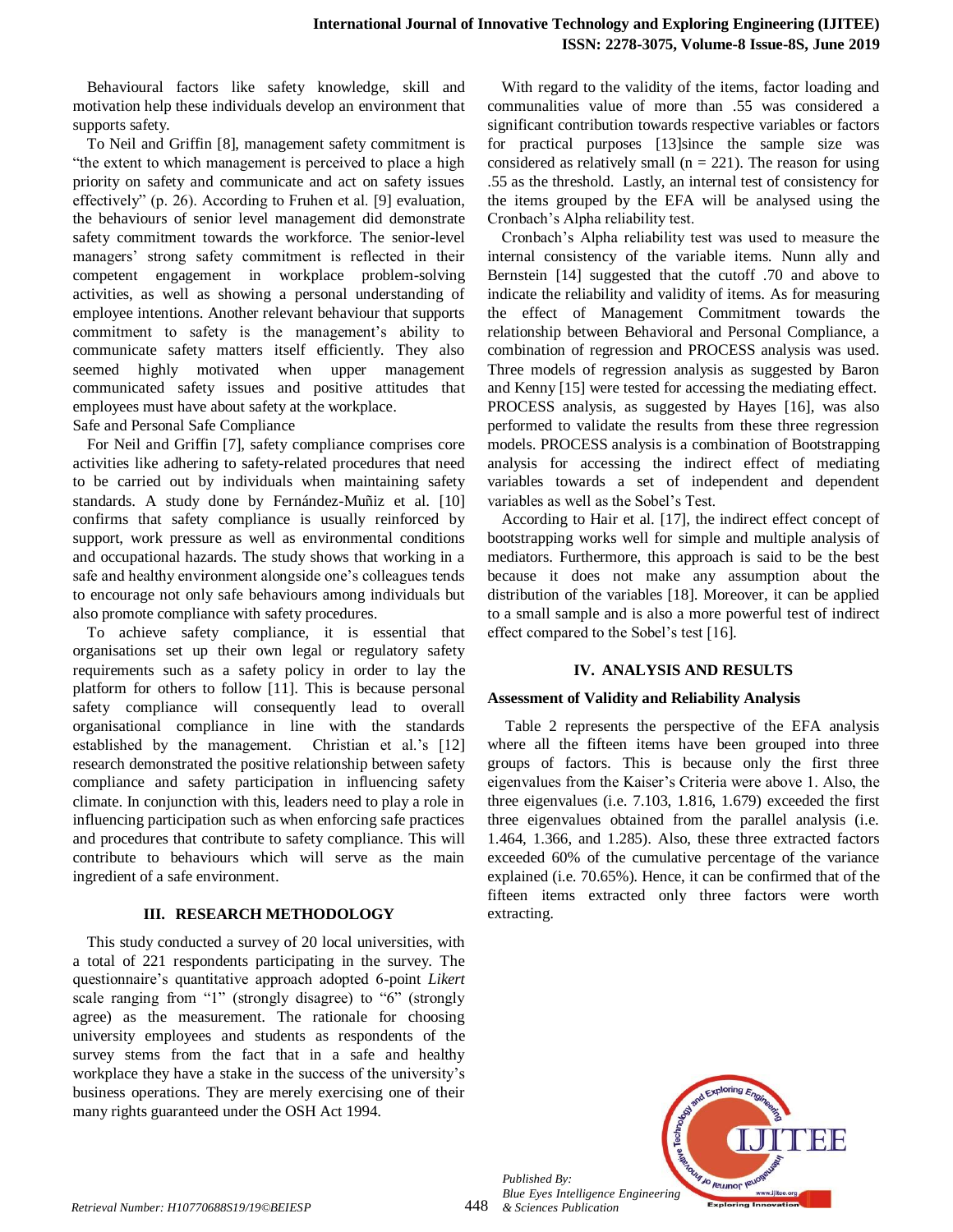Behavioural factors like safety knowledge, skill and motivation help these individuals develop an environment that supports safety.

To Neil and Griffin [8], management safety commitment is "the extent to which management is perceived to place a high priority on safety and communicate and act on safety issues effectively" (p. 26). According to Fruhen et al. [9] evaluation, the behaviours of senior level management did demonstrate safety commitment towards the workforce. The senior-level managers' strong safety commitment is reflected in their competent engagement in workplace problem-solving activities, as well as showing a personal understanding of employee intentions. Another relevant behaviour that supports commitment to safety is the management's ability to communicate safety matters itself efficiently. They also seemed highly motivated when upper management communicated safety issues and positive attitudes that employees must have about safety at the workplace.

Safe and Personal Safe Compliance

For Neil and Griffin [7], safety compliance comprises core activities like adhering to safety-related procedures that need to be carried out by individuals when maintaining safety standards. A study done by Fernández-Muñiz et al. [10] confirms that safety compliance is usually reinforced by support, work pressure as well as environmental conditions and occupational hazards. The study shows that working in a safe and healthy environment alongside one's colleagues tends to encourage not only safe behaviours among individuals but also promote compliance with safety procedures.

To achieve safety compliance, it is essential that organisations set up their own legal or regulatory safety requirements such as a safety policy in order to lay the platform for others to follow [11]. This is because personal safety compliance will consequently lead to overall organisational compliance in line with the standards established by the management. Christian et al.'s [12] research demonstrated the positive relationship between safety compliance and safety participation in influencing safety climate. In conjunction with this, leaders need to play a role in influencing participation such as when enforcing safe practices and procedures that contribute to safety compliance. This will contribute to behaviours which will serve as the main ingredient of a safe environment.

## III. RESEARCH METHODOLOGY

This study conducted a survey of 20 local universities, with a total of 221 respondents participating in the survey. The questionnaire's quantitative approach adopted 6-point *Likert* scale ranging from "1" (strongly disagree) to "6" (strongly agree) as the measurement. The rationale for choosing university employees and students as respondents of the survey stems from the fact that in a safe and healthy workplace they have a stake in the success of the university's business operations. They are merely exercising one of their many rights guaranteed under the OSH Act 1994.

With regard to the validity of the items, factor loading and communalities value of more than .55 was considered a significant contribution towards respective variables or factors for practical purposes [13]since the sample size was considered as relatively small (n = 221). The reason for using .55 as the threshold. Lastly, an internal test of consistency for the items grouped by the EFA will be analysed using the Cronbach's Alpha reliability test.

Cronbach's Alpha reliability test was used to measure the internal consistency of the variable items. Nunn ally and Bernstein [14] suggested that the cutoff .70 and above to indicate the reliability and validity of items. As for measuring the effect of Management Commitment towards the relationship between Behavioral and Personal Compliance, a combination of regression and PROCESS analysis was used. Three models of regression analysis as suggested by Baron and Kenny [15] were tested for accessing the mediating effect. PROCESS analysis, as suggested by Hayes [16], was also performed to validate the results from these three regression models. PROCESS analysis is a combination of Bootstrapping analysis for accessing the indirect effect of mediating variables towards a set of independent and dependent variables as well as the Sobel's Test.

According to Hair et al. [17], the indirect effect concept of bootstrapping works well for simple and multiple analysis of mediators. Furthermore, this approach is said to be the best because it does not make any assumption about the distribution of the variables [18]. Moreover, it can be applied to a small sample and is also a more powerful test of indirect effect compared to the Sobel's test [16].

## IV. ANALYSIS AND RESULTS

### Assessment of Validity and Reliability Analysis

Table 2 represents the perspective of the EFA analysis where all the fifteen items have been grouped into three groups of factors. This is because only the first three eigenvalues from the Kaiser's Criteria were above 1. Also, the three eigenvalues (i.e. 7.103, 1.816, 1.679) exceeded the first three eigenvalues obtained from the parallel analysis (i.e. 1.464, 1.366, and 1.285). Also, these three extracted factors exceeded 60% of the cumulative percentage of the variance explained (i.e. 70.65%). Hence, it can be confirmed that of the fifteen items extracted only three factors were worth extracting.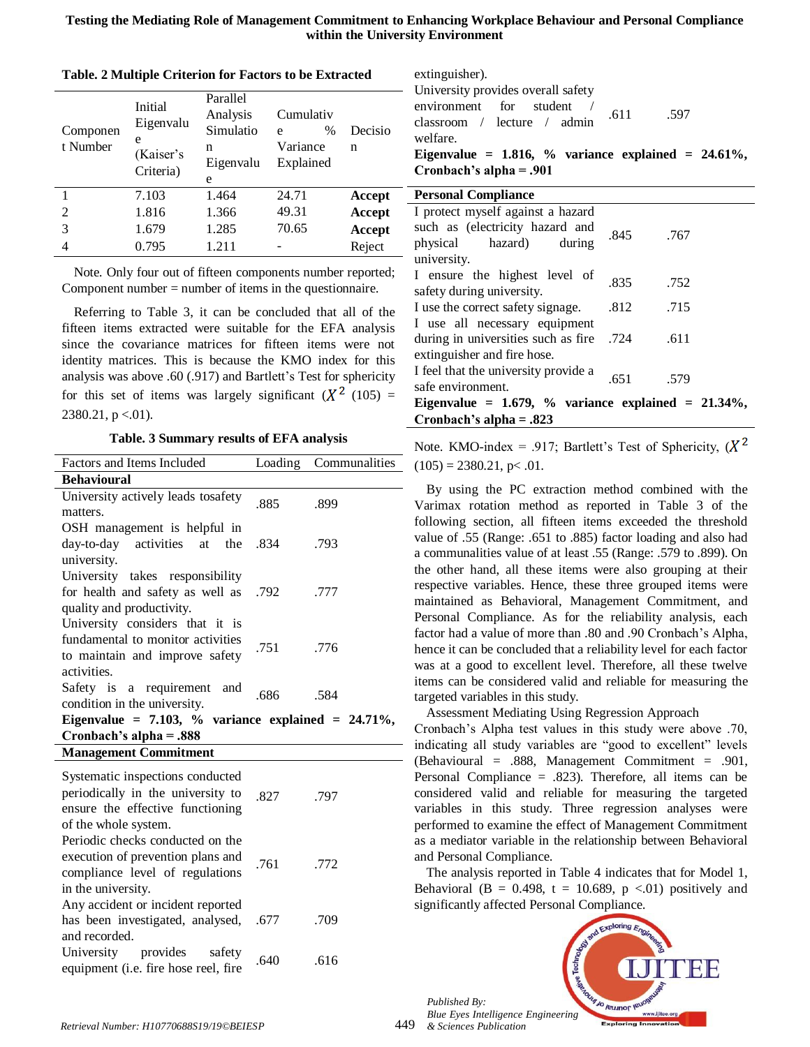**Table. 2 Multiple Criterion for Factors to be Extracted**

| Component Number | Initial Eigenvalue (Kaiser's Criteria) | Parallel Analysis Simulation Eigenvalue | Cumulative % Variance Explained | Decision |
|---|---|---|---|---|
| 1 | 7.103 | 1.464 | 24.71 | **Accept** |
| 2 | 1.816 | 1.366 | 49.31 | **Accept** |
| 3 | 1.679 | 1.285 | 70.65 | **Accept** |
| 4 | 0.795 | 1.211 | - | Reject |

Note. Only four out of fifteen components number reported; Component number = number of items in the questionnaire.

Referring to Table 3, it can be concluded that all of the fifteen items extracted were suitable for the EFA analysis since the covariance matrices for fifteen items were not identity matrices. This is because the KMO index for this analysis was above .60 (.917) and Bartlett's Test for sphericity for this set of items was largely significant ($X^2$ (105) = 2380.21, p <.01).

**Table. 3 Summary results of EFA analysis**

| Factors and Items Included | Loading | Communalities |
|---|---|---|
| **Behavioural** | | |
| University actively leads tosafety matters. | .885 | .899 |
| OSH management is helpful in day-to-day activities at the university. | .834 | .793 |
| University takes responsibility for health and safety as well as quality and productivity. | .792 | .777 |
| University considers that it is fundamental to monitor activities to maintain and improve safety activities. | .751 | .776 |
| Safety is a requirement and condition in the university. | .686 | .584 |
| **Eigenvalue = 7.103, % variance explained = 24.71%, Cronbach's alpha = .888** | | |
| **Management Commitment** | | |
| Systematic inspections conducted periodically in the university to ensure the effective functioning of the whole system. | .827 | .797 |
| Periodic checks conducted on the execution of prevention plans and compliance level of regulations in the university. | .761 | .772 |
| Any accident or incident reported has been investigated, analysed, and recorded. | .677 | .709 |
| University provides safety equipment (i.e. fire hose reel, fire extinguisher). | .640 | .616 |
| University provides overall safety environment for student / classroom / lecture / admin welfare. | .611 | .597 |
| **Eigenvalue = 1.816, % variance explained = 24.61%, Cronbach's alpha = .901** | | |
| **Personal Compliance** | | |
| I protect myself against a hazard such as (electricity hazard and physical hazard) during university. | .845 | .767 |
| I ensure the highest level of safety during university. | .835 | .752 |
| I use the correct safety signage. | .812 | .715 |
| I use all necessary equipment during in universities such as fire extinguisher and fire hose. | .724 | .611 |
| I feel that the university provide a safe environment. | .651 | .579 |
| **Eigenvalue = 1.679, % variance explained = 21.34%, Cronbach's alpha = .823** | | |

Note. KMO-index = .917; Bartlett's Test of Sphericity, ($X^2$ (105) = 2380.21, p< .01.

By using the PC extraction method combined with the Varimax rotation method as reported in Table 3 of the following section, all fifteen items exceeded the threshold value of .55 (Range: .651 to .885) factor loading and also had a communalities value of at least .55 (Range: .579 to .899). On the other hand, all these items were also grouping at their respective variables. Hence, these three grouped items were maintained as Behavioral, Management Commitment, and Personal Compliance. As for the reliability analysis, each factor had a value of more than .80 and .90 Cronbach's Alpha, hence it can be concluded that a reliability level for each factor was at a good to excellent level. Therefore, all these twelve items can be considered valid and reliable for measuring the targeted variables in this study.

Assessment Mediating Using Regression Approach

Cronbach's Alpha test values in this study were above .70, indicating all study variables are "good to excellent" levels (Behavioural = .888, Management Commitment = .901, Personal Compliance = .823). Therefore, all items can be considered valid and reliable for measuring the targeted variables in this study. Three regression analyses were performed to examine the effect of Management Commitment as a mediator variable in the relationship between Behavioral and Personal Compliance.

The analysis reported in Table 4 indicates that for Model 1, Behavioral (B = 0.498, t = 10.689, p <.01) positively and significantly affected Personal Compliance.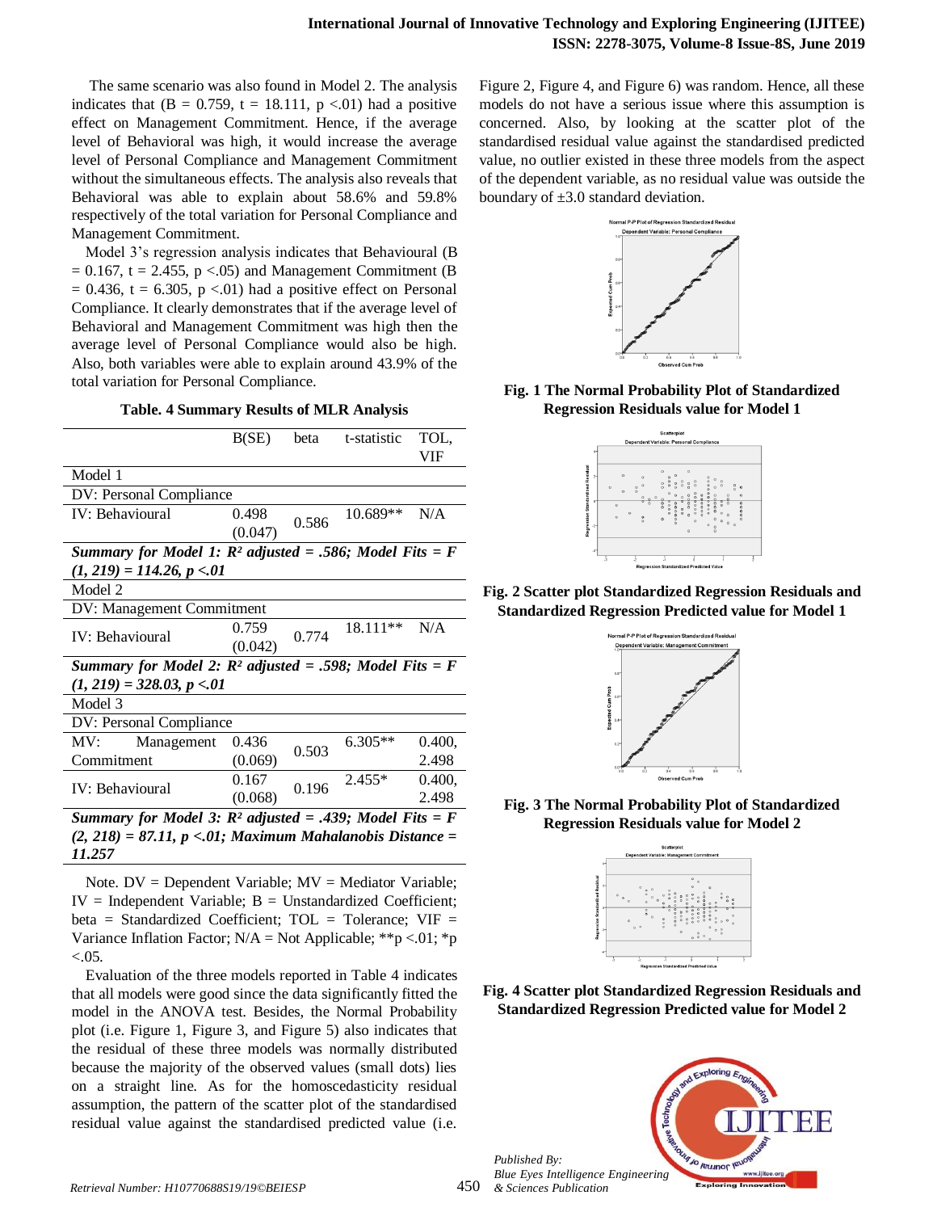The same scenario was also found in Model 2. The analysis indicates that ($B = 0.759$, $t = 18.111$, $p < .01$) had a positive effect on Management Commitment. Hence, if the average level of Behavioral was high, it would increase the average level of Personal Compliance and Management Commitment without the simultaneous effects. The analysis also reveals that Behavioral was able to explain about 58.6% and 59.8% respectively of the total variation for Personal Compliance and Management Commitment.

Model 3's regression analysis indicates that Behavioural ($B = 0.167$, $t = 2.455$, $p < .05$) and Management Commitment ($B = 0.436$, $t = 6.305$, $p < .01$) had a positive effect on Personal Compliance. It clearly demonstrates that if the average level of Behavioral and Management Commitment was high then the average level of Personal Compliance would also be high. Also, both variables were able to explain around 43.9% of the total variation for Personal Compliance.

**Table. 4 Summary Results of MLR Analysis**

| | B(SE) | beta | t-statistic | TOL, VIF |
|---|---|---|---|---|
| Model 1 | | | | |
| DV: Personal Compliance | | | | |
| IV: Behavioural | 0.498 (0.047) | 0.586 | 10.689** | N/A |
| ***Summary for Model 1: $R^2$ adjusted = .586; Model Fits = $F_{(1, 219)} = 114.26$, $p < .01$*** | | | | |
| Model 2 | | | | |
| DV: Management Commitment | | | | |
| IV: Behavioural | 0.759 (0.042) | 0.774 | 18.111** | N/A |
| ***Summary for Model 2: $R^2$ adjusted = .598; Model Fits = $F_{(1, 219)} = 328.03$, $p < .01$*** | | | | |
| Model 3 | | | | |
| DV: Personal Compliance | | | | |
| MV: Management Commitment | 0.436 (0.069) | 0.503 | 6.305** | 0.400, 2.498 |
| IV: Behavioural | 0.167 (0.068) | 0.196 | 2.455* | 0.400, 2.498 |
| ***Summary for Model 3: $R^2$ adjusted = .439; Model Fits = $F_{(2, 218)} = 87.11$, $p < .01$; Maximum Mahalanobis Distance = 11.257*** | | | | |

Note. DV = Dependent Variable; MV = Mediator Variable; IV = Independent Variable; B = Unstandardized Coefficient; beta = Standardized Coefficient; TOL = Tolerance; VIF = Variance Inflation Factor; N/A = Not Applicable; **$p < .01$; *$p < .05$.

Evaluation of the three models reported in Table 4 indicates that all models were good since the data significantly fitted the model in the ANOVA test. Besides, the Normal Probability plot (i.e. Figure 1, Figure 3, and Figure 5) also indicates that the residual of these three models was normally distributed because the majority of the observed values (small dots) lies on a straight line. As for the homoscedasticity residual assumption, the pattern of the scatter plot of the standardised residual value against the standardised predicted value (i.e. Figure 2, Figure 4, and Figure 6) was random. Hence, all these models do not have a serious issue where this assumption is concerned. Also, by looking at the scatter plot of the standardised residual value against the standardised predicted value, no outlier existed in these three models from the aspect of the dependent variable, as no residual value was outside the boundary of ±3.0 standard deviation.

**Fig. 1 The Normal Probability Plot of Standardized Regression Residuals value for Model 1**

**Fig. 2 Scatter plot Standardized Regression Residuals and Standardized Regression Predicted value for Model 1**

**Fig. 3 The Normal Probability Plot of Standardized Regression Residuals value for Model 2**

**Fig. 4 Scatter plot Standardized Regression Residuals and Standardized Regression Predicted value for Model 2**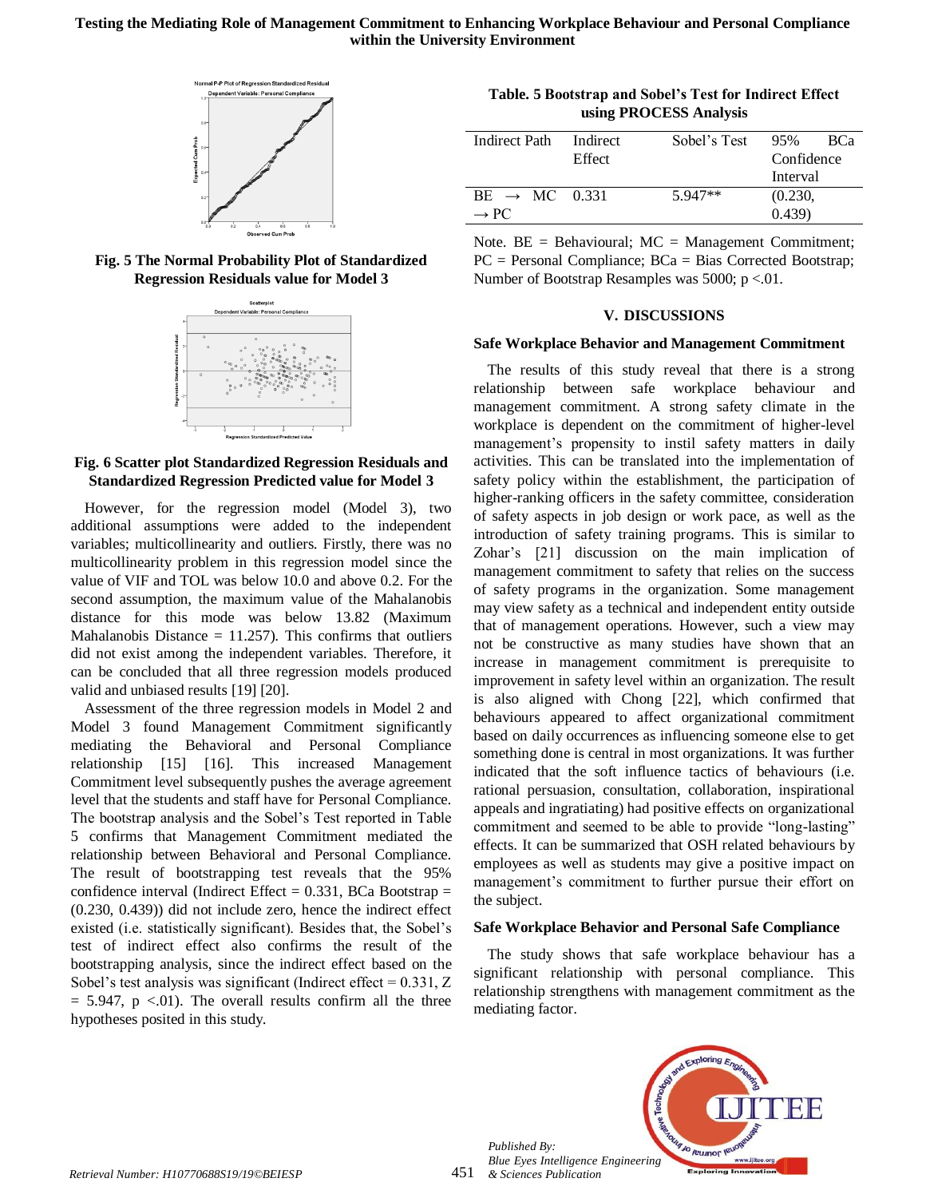Fig. 5 The Normal Probability Plot of Standardized Regression Residuals value for Model 3

Fig. 6 Scatter plot Standardized Regression Residuals and Standardized Regression Predicted value for Model 3

However, for the regression model (Model 3), two additional assumptions were added to the independent variables; multicollinearity and outliers. Firstly, there was no multicollinearity problem in this regression model since the value of VIF and TOL was below 10.0 and above 0.2. For the second assumption, the maximum value of the Mahalanobis distance for this mode was below 13.82 (Maximum Mahalanobis Distance = 11.257). This confirms that outliers did not exist among the independent variables. Therefore, it can be concluded that all three regression models produced valid and unbiased results [19] [20].

Assessment of the three regression models in Model 2 and Model 3 found Management Commitment significantly mediating the Behavioral and Personal Compliance relationship [15] [16]. This increased Management Commitment level subsequently pushes the average agreement level that the students and staff have for Personal Compliance. The bootstrap analysis and the Sobel's Test reported in Table 5 confirms that Management Commitment mediated the relationship between Behavioral and Personal Compliance. The result of bootstrapping test reveals that the 95% confidence interval (Indirect Effect = 0.331, BCa Bootstrap = (0.230, 0.439)) did not include zero, hence the indirect effect existed (i.e. statistically significant). Besides that, the Sobel's test of indirect effect also confirms the result of the bootstrapping analysis, since the indirect effect based on the Sobel's test analysis was significant (Indirect effect = 0.331, $Z = 5.947$, $p < .01$). The overall results confirm all the three hypotheses posited in this study.

**Table. 5 Bootstrap and Sobel's Test for Indirect Effect using PROCESS Analysis**

| Indirect Path | Indirect Effect | Sobel's Test | 95% BCa Confidence Interval |
|---|---|---|---|
| BE → MC → PC | 0.331 | 5.947** | (0.230, 0.439) |

Note. BE = Behavioural; MC = Management Commitment; PC = Personal Compliance; BCa = Bias Corrected Bootstrap; Number of Bootstrap Resamples was 5000; $p < .01$.

## V. DISCUSSIONS

### Safe Workplace Behavior and Management Commitment

The results of this study reveal that there is a strong relationship between safe workplace behaviour and management commitment. A strong safety climate in the workplace is dependent on the commitment of higher-level management's propensity to instil safety matters in daily activities. This can be translated into the implementation of safety policy within the establishment, the participation of higher-ranking officers in the safety committee, consideration of safety aspects in job design or work pace, as well as the introduction of safety training programs. This is similar to Zohar's [21] discussion on the main implication of management commitment to safety that relies on the success of safety programs in the organization. Some management may view safety as a technical and independent entity outside that of management operations. However, such a view may not be constructive as many studies have shown that an increase in management commitment is prerequisite to improvement in safety level within an organization. The result is also aligned with Chong [22], which confirmed that behaviours appeared to affect organizational commitment based on daily occurrences as influencing someone else to get something done is central in most organizations. It was further indicated that the soft influence tactics of behaviours (i.e. rational persuasion, consultation, collaboration, inspirational appeals and ingratiating) had positive effects on organizational commitment and seemed to be able to provide "long-lasting" effects. It can be summarized that OSH related behaviours by employees as well as students may give a positive impact on management's commitment to further pursue their effort on the subject.

### Safe Workplace Behavior and Personal Safe Compliance

The study shows that safe workplace behaviour has a significant relationship with personal compliance. This relationship strengthens with management commitment as the mediating factor.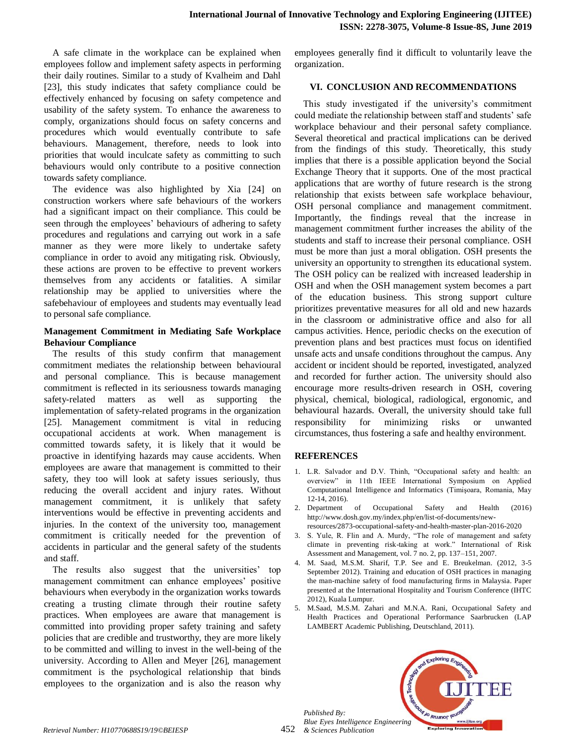A safe climate in the workplace can be explained when employees follow and implement safety aspects in performing their daily routines. Similar to a study of Kvalheim and Dahl [23], this study indicates that safety compliance could be effectively enhanced by focusing on safety competence and usability of the safety system. To enhance the awareness to comply, organizations should focus on safety concerns and procedures which would eventually contribute to safe behaviours. Management, therefore, needs to look into priorities that would inculcate safety as committing to such behaviours would only contribute to a positive connection towards safety compliance.

The evidence was also highlighted by Xia [24] on construction workers where safe behaviours of the workers had a significant impact on their compliance. This could be seen through the employees' behaviours of adhering to safety procedures and regulations and carrying out work in a safe manner as they were more likely to undertake safety compliance in order to avoid any mitigating risk. Obviously, these actions are proven to be effective to prevent workers themselves from any accidents or fatalities. A similar relationship may be applied to universities where the safebehaviour of employees and students may eventually lead to personal safe compliance.

### Management Commitment in Mediating Safe Workplace Behaviour Compliance

The results of this study confirm that management commitment mediates the relationship between behavioural and personal compliance. This is because management commitment is reflected in its seriousness towards managing safety-related matters as well as supporting the implementation of safety-related programs in the organization [25]. Management commitment is vital in reducing occupational accidents at work. When management is committed towards safety, it is likely that it would be proactive in identifying hazards may cause accidents. When employees are aware that management is committed to their safety, they too will look at safety issues seriously, thus reducing the overall accident and injury rates. Without management commitment, it is unlikely that safety interventions would be effective in preventing accidents and injuries. In the context of the university too, management commitment is critically needed for the prevention of accidents in particular and the general safety of the students and staff.

The results also suggest that the universities' top management commitment can enhance employees' positive behaviours when everybody in the organization works towards creating a trusting climate through their routine safety practices. When employees are aware that management is committed into providing proper safety training and safety policies that are credible and trustworthy, they are more likely to be committed and willing to invest in the well-being of the university. According to Allen and Meyer [26], management commitment is the psychological relationship that binds employees to the organization and is also the reason why employees generally find it difficult to voluntarily leave the organization.

## VI. CONCLUSION AND RECOMMENDATIONS

This study investigated if the university's commitment could mediate the relationship between staff and students' safe workplace behaviour and their personal safety compliance. Several theoretical and practical implications can be derived from the findings of this study. Theoretically, this study implies that there is a possible application beyond the Social Exchange Theory that it supports. One of the most practical applications that are worthy of future research is the strong relationship that exists between safe workplace behaviour, OSH personal compliance and management commitment. Importantly, the findings reveal that the increase in management commitment further increases the ability of the students and staff to increase their personal compliance. OSH must be more than just a moral obligation. OSH presents the university an opportunity to strengthen its educational system. The OSH policy can be realized with increased leadership in OSH and when the OSH management system becomes a part of the education business. This strong support culture prioritizes preventative measures for all old and new hazards in the classroom or administrative office and also for all campus activities. Hence, periodic checks on the execution of prevention plans and best practices must focus on identified unsafe acts and unsafe conditions throughout the campus. Any accident or incident should be reported, investigated, analyzed and recorded for further action. The university should also encourage more results-driven research in OSH, covering physical, chemical, biological, radiological, ergonomic, and behavioural hazards. Overall, the university should take full responsibility for minimizing risks or unwanted circumstances, thus fostering a safe and healthy environment.

## REFERENCES

1. L.R. Salvador and D.V. Thinh, "Occupational safety and health: an overview" in 11th IEEE International Symposium on Applied Computational Intelligence and Informatics (Timișoara, Romania, May 12-14, 2016).
2. Department of Occupational Safety and Health (2016) http://www.dosh.gov.my/index.php/en/list-of-documents/new-resources/2873-occupational-safety-and-health-master-plan-2016-2020
3. S. Yule, R. Flin and A. Murdy, "The role of management and safety climate in preventing risk-taking at work." International of Risk Assessment and Management, vol. 7 no. 2, pp. 137–151, 2007.
4. M. Saad, M.S.M. Sharif, T.P. See and E. Breukelman. (2012, 3-5 September 2012). Training and education of OSH practices in managing the man-machine safety of food manufacturing firms in Malaysia. Paper presented at the International Hospitality and Tourism Conference (IHTC 2012), Kuala Lumpur.
5. M.Saad, M.S.M. Zahari and M.N.A. Rani, Occupational Safety and Health Practices and Operational Performance Saarbrucken (LAP LAMBERT Academic Publishing, Deutschland, 2011).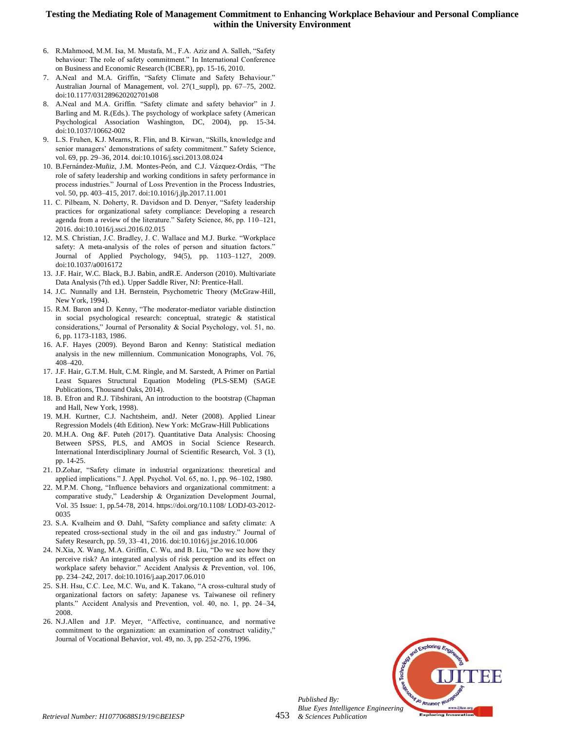6. R.Mahmood, M.M. Isa, M. Mustafa, M., F.A. Aziz and A. Salleh, "Safety behaviour: The role of safety commitment." In International Conference on Business and Economic Research (ICBER), pp. 15-16, 2010.
7. A.Neal and M.A. Griffin, "Safety Climate and Safety Behaviour." Australian Journal of Management, vol. 27(1_suppl), pp. 67–75, 2002. doi:10.1177/031289620202701s08
8. A.Neal and M.A. Griffin. "Safety climate and safety behavior" in J. Barling and M. R.(Eds.). The psychology of workplace safety (American Psychological Association Washington, DC, 2004), pp. 15-34. doi:10.1037/10662-002
9. L.S. Fruhen, K.J. Mearns, R. Flin, and B. Kirwan, "Skills, knowledge and senior managers' demonstrations of safety commitment." Safety Science, vol. 69, pp. 29–36, 2014. doi:10.1016/j.ssci.2013.08.024
10. B.Fernández-Muñiz, J.M. Montes-Peón, and C.J. Vázquez-Ordás, "The role of safety leadership and working conditions in safety performance in process industries." Journal of Loss Prevention in the Process Industries, vol. 50, pp. 403–415, 2017. doi:10.1016/j.jlp.2017.11.001
11. C. Pilbeam, N. Doherty, R. Davidson and D. Denyer, "Safety leadership practices for organizational safety compliance: Developing a research agenda from a review of the literature." Safety Science, 86, pp. 110–121, 2016. doi:10.1016/j.ssci.2016.02.015
12. M.S. Christian, J.C. Bradley, J. C. Wallace and M.J. Burke. "Workplace safety: A meta-analysis of the roles of person and situation factors." Journal of Applied Psychology, 94(5), pp. 1103–1127, 2009. doi:10.1037/a0016172
13. J.F. Hair, W.C. Black, B.J. Babin, andR.E. Anderson (2010). Multivariate Data Analysis (7th ed.). Upper Saddle River, NJ: Prentice-Hall.
14. J.C. Nunnally and I.H. Bernstein, Psychometric Theory (McGraw-Hill, New York, 1994).
15. R.M. Baron and D. Kenny, "The moderator-mediator variable distinction in social psychological research: conceptual, strategic & statistical considerations," Journal of Personality & Social Psychology, vol. 51, no. 6, pp. 1173-1183, 1986.
16. A.F. Hayes (2009). Beyond Baron and Kenny: Statistical mediation analysis in the new millennium. Communication Monographs, Vol. 76, 408–420.
17. J.F. Hair, G.T.M. Hult, C.M. Ringle, and M. Sarstedt, A Primer on Partial Least Squares Structural Equation Modeling (PLS-SEM) (SAGE Publications, Thousand Oaks, 2014).
18. B. Efron and R.J. Tibshirani, An introduction to the bootstrap (Chapman and Hall, New York, 1998).
19. M.H. Kurtner, C.J. Nachtsheim, andJ. Neter (2008). Applied Linear Regression Models (4th Edition). New York: McGraw-Hill Publications
20. M.H.A. Ong &F. Puteh (2017). Quantitative Data Analysis: Choosing Between SPSS, PLS, and AMOS in Social Science Research. International Interdisciplinary Journal of Scientific Research, Vol. 3 (1), pp. 14-25.
21. D.Zohar, "Safety climate in industrial organizations: theoretical and applied implications." J. Appl. Psychol. Vol. 65, no. 1, pp. 96–102, 1980.
22. M.P.M. Chong, "Influence behaviors and organizational commitment: a comparative study," Leadership & Organization Development Journal, Vol. 35 Issue: 1, pp.54-78, 2014. https://doi.org/10.1108/ LODJ-03-2012-0035
23. S.A. Kvalheim and Ø. Dahl, "Safety compliance and safety climate: A repeated cross-sectional study in the oil and gas industry." Journal of Safety Research, pp. 59, 33–41, 2016. doi:10.1016/j.jsr.2016.10.006
24. N.Xia, X. Wang, M.A. Griffin, C. Wu, and B. Liu, "Do we see how they perceive risk? An integrated analysis of risk perception and its effect on workplace safety behavior." Accident Analysis & Prevention, vol. 106, pp. 234–242, 2017. doi:10.1016/j.aap.2017.06.010
25. S.H. Hsu, C.C. Lee, M.C. Wu, and K. Takano, "A cross-cultural study of organizational factors on safety: Japanese vs. Taiwanese oil refinery plants." Accident Analysis and Prevention, vol. 40, no. 1, pp. 24–34, 2008.
26. N.J.Allen and J.P. Meyer, "Affective, continuance, and normative commitment to the organization: an examination of construct validity," Journal of Vocational Behavior, vol. 49, no. 3, pp. 252-276, 1996.